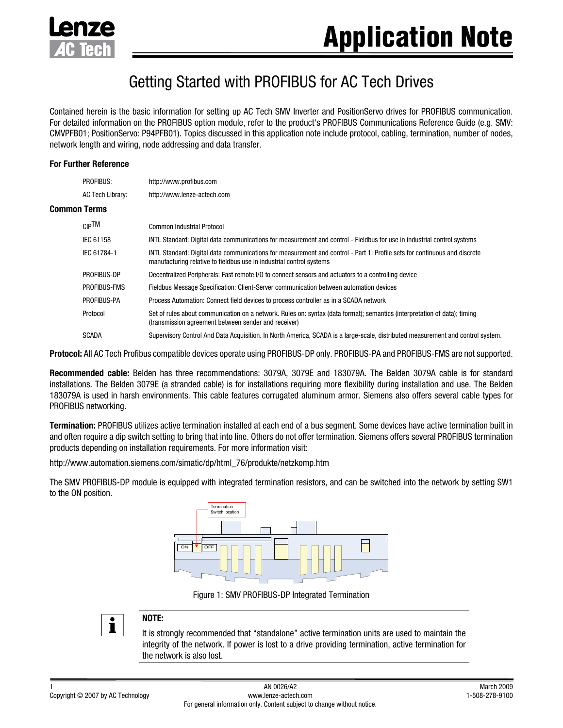# Application Note

## Getting Started with PROFIBUS for AC Tech Drives

Contained herein is the basic information for setting up AC Tech SMV Inverter and PositionServo drives for PROFIBUS communication. For detailed information on the PROFIBUS option module, refer to the product's PROFIBUS Communications Reference Guide (e.g. SMV: CMVPFB01; PositionServo: P94PFB01). Topics discussed in this application note include protocol, cabling, termination, number of nodes, network length and wiring, node addressing and data transfer.

### For Further Reference

| | |
|---|---|
| PROFIBUS: | http://www.profibus.com |
| AC Tech Library: | http://www.lenze-actech.com |

### Common Terms

| | |
|---|---|
| CIP™ | Common Industrial Protocol |
| IEC 61158 | INTL Standard: Digital data communications for measurement and control - Fieldbus for use in industrial control systems |
| IEC 61784-1 | INTL Standard: Digital data communications for measurement and control - Part 1: Profile sets for continuous and discrete manufacturing relative to fieldbus use in industrial control systems |
| PROFIBUS-DP | Decentralized Peripherals: Fast remote I/O to connect sensors and actuators to a controlling device |
| PROFIBUS-FMS | Fieldbus Message Specification: Client-Server communication between automation devices |
| PROFIBUS-PA | Process Automation: Connect field devices to process controller as in a SCADA network |
| Protocol | Set of rules about communication on a network. Rules on: syntax (data format); semantics (interpretation of data); timing (transmission agreement between sender and receiver) |
| SCADA | Supervisory Control And Data Acquisition. In North America, SCADA is a large-scale, distributed measurement and control system. |

**Protocol:** All AC Tech Profibus compatible devices operate using PROFIBUS-DP only. PROFIBUS-PA and PROFIBUS-FMS are not supported.

**Recommended cable:** Belden has three recommendations: 3079A, 3079E and 183079A. The Belden 3079A cable is for standard installations. The Belden 3079E (a stranded cable) is for installations requiring more flexibility during installation and use. The Belden 183079A is used in harsh environments. This cable features corrugated aluminum armor. Siemens also offers several cable types for PROFIBUS networking.

**Termination:** PROFIBUS utilizes active termination installed at each end of a bus segment. Some devices have active termination built in and often require a dip switch setting to bring that into line. Others do not offer termination. Siemens offers several PROFIBUS termination products depending on installation requirements. For more information visit:

http://www.automation.siemens.com/simatic/dp/html_76/produkte/netzkomp.htm

The SMV PROFIBUS-DP module is equipped with integrated termination resistors, and can be switched into the network by setting SW1 to the ON position.

Termination Switch location

ON OFF

Figure 1: SMV PROFIBUS-DP Integrated Termination

> **NOTE:**
>
> It is strongly recommended that "standalone" active termination units are used to maintain the integrity of the network. If power is lost to a drive providing termination, active termination for the network is also lost.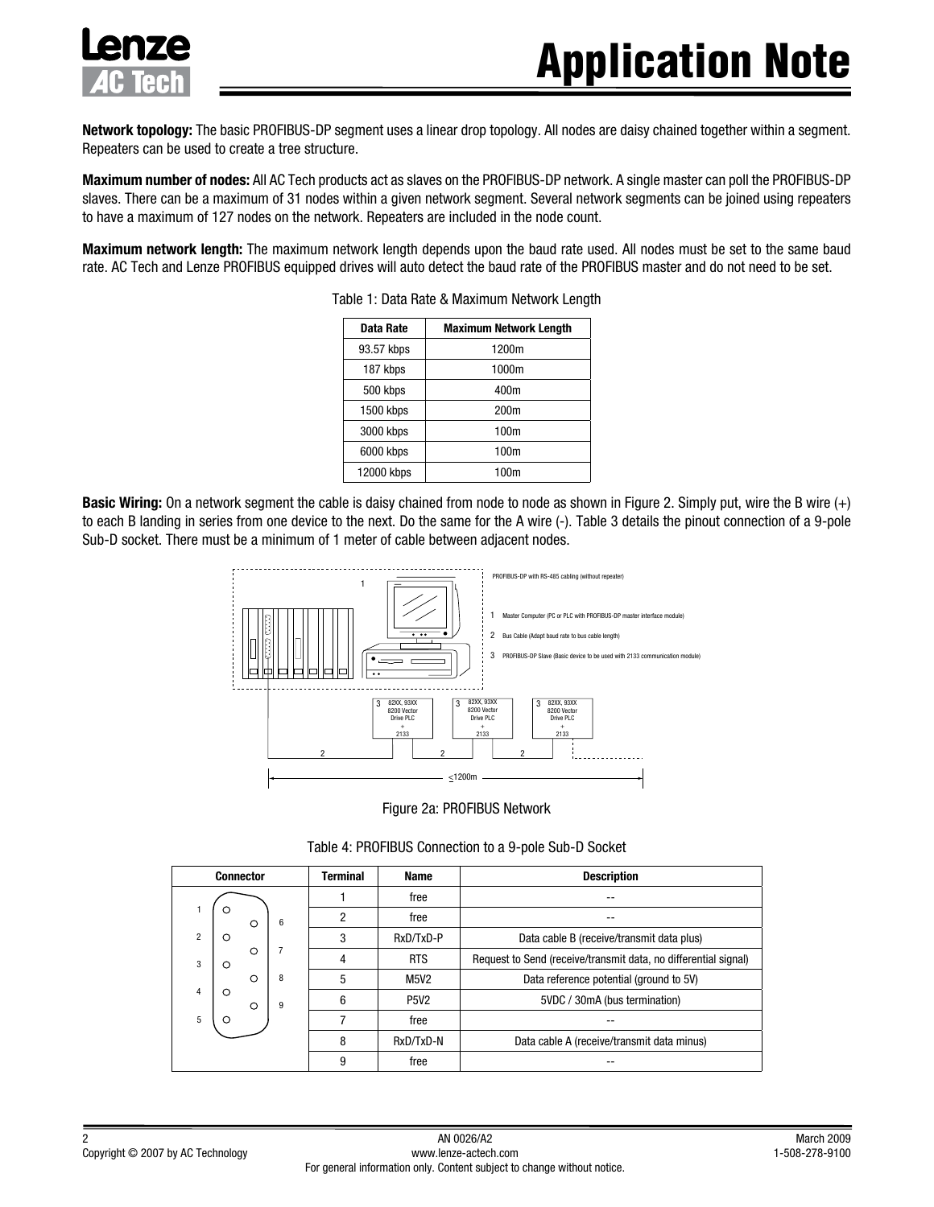**Network topology:** The basic PROFIBUS-DP segment uses a linear drop topology. All nodes are daisy chained together within a segment. Repeaters can be used to create a tree structure.

**Maximum number of nodes:** All AC Tech products act as slaves on the PROFIBUS-DP network. A single master can poll the PROFIBUS-DP slaves. There can be a maximum of 31 nodes within a given network segment. Several network segments can be joined using repeaters to have a maximum of 127 nodes on the network. Repeaters are included in the node count.

**Maximum network length:** The maximum network length depends upon the baud rate used. All nodes must be set to the same baud rate. AC Tech and Lenze PROFIBUS equipped drives will auto detect the baud rate of the PROFIBUS master and do not need to be set.

Table 1: Data Rate & Maximum Network Length

| Data Rate | Maximum Network Length |
|---|---|
| 93.57 kbps | 1200m |
| 187 kbps | 1000m |
| 500 kbps | 400m |
| 1500 kbps | 200m |
| 3000 kbps | 100m |
| 6000 kbps | 100m |
| 12000 kbps | 100m |

**Basic Wiring:** On a network segment the cable is daisy chained from node to node as shown in Figure 2. Simply put, wire the B wire (+) to each B landing in series from one device to the next. Do the same for the A wire (-). Table 3 details the pinout connection of a 9-pole Sub-D socket. There must be a minimum of 1 meter of cable between adjacent nodes.

PROFIBUS-DP with RS-485 cabling (without repeater)

1 Master Computer (PC or PLC with PROFIBUS-DP master interface module)

2 Bus Cable (Adapt baud rate to bus cable length)

3 PROFIBUS-DP Slave (Basic device to be used with 2133 communication module)

3 82XX, 93XX 8200 Vector Drive PLC + 2133

≤1200m

Figure 2a: PROFIBUS Network

Table 4: PROFIBUS Connection to a 9-pole Sub-D Socket

| Connector | Terminal | Name | Description |
|---|---|---|---|
| | 1 | free | -- |
| | 2 | free | -- |
| | 3 | RxD/TxD-P | Data cable B (receive/transmit data plus) |
| | 4 | RTS | Request to Send (receive/transmit data, no differential signal) |
| | 5 | M5V2 | Data reference potential (ground to 5V) |
| | 6 | P5V2 | 5VDC / 30mA (bus termination) |
| | 7 | free | -- |
| | 8 | RxD/TxD-N | Data cable A (receive/transmit data minus) |
| | 9 | free | -- |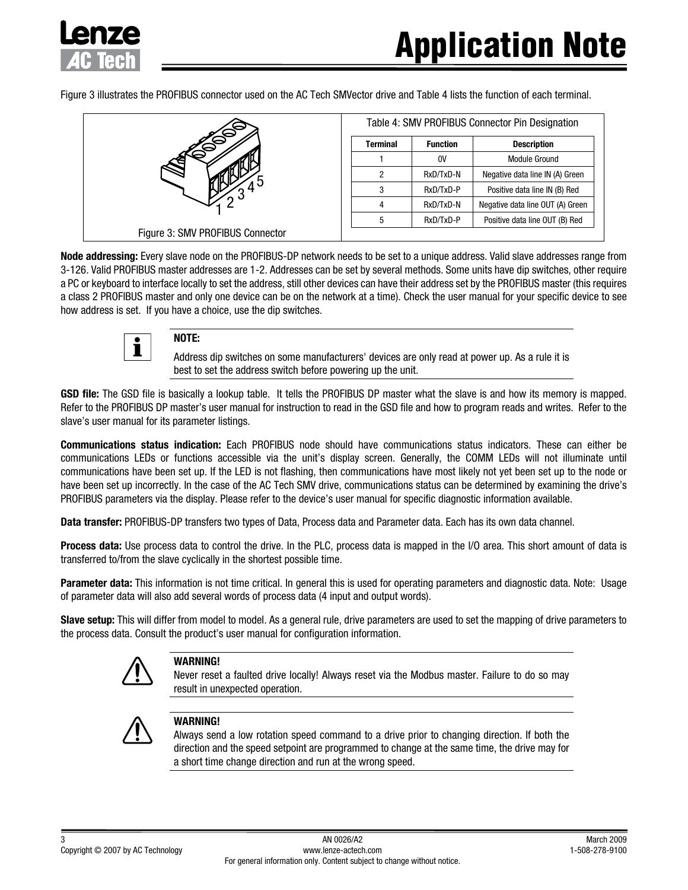Figure 3 illustrates the PROFIBUS connector used on the AC Tech SMVector drive and Table 4 lists the function of each terminal.

1 2 3 4 5

Figure 3: SMV PROFIBUS Connector

Table 4: SMV PROFIBUS Connector Pin Designation

| Terminal | Function | Description |
|---|---|---|
| 1 | 0V | Module Ground |
| 2 | RxD/TxD-N | Negative data line IN (A) Green |
| 3 | RxD/TxD-P | Positive data line IN (B) Red |
| 4 | RxD/TxD-N | Negative data line OUT (A) Green |
| 5 | RxD/TxD-P | Positive data line OUT (B) Red |

**Node addressing:** Every slave node on the PROFIBUS-DP network needs to be set to a unique address. Valid slave addresses range from 3-126. Valid PROFIBUS master addresses are 1-2. Addresses can be set by several methods. Some units have dip switches, other require a PC or keyboard to interface locally to set the address, still other devices can have their address set by the PROFIBUS master (this requires a class 2 PROFIBUS master and only one device can be on the network at a time). Check the user manual for your specific device to see how address is set. If you have a choice, use the dip switches.

> **NOTE:**
>
> Address dip switches on some manufacturers' devices are only read at power up. As a rule it is best to set the address switch before powering up the unit.

**GSD file:** The GSD file is basically a lookup table. It tells the PROFIBUS DP master what the slave is and how its memory is mapped. Refer to the PROFIBUS DP master's user manual for instruction to read in the GSD file and how to program reads and writes. Refer to the slave's user manual for its parameter listings.

**Communications status indication:** Each PROFIBUS node should have communications status indicators. These can either be communications LEDs or functions accessible via the unit's display screen. Generally, the COMM LEDs will not illuminate until communications have been set up. If the LED is not flashing, then communications have most likely not yet been set up to the node or have been set up incorrectly. In the case of the AC Tech SMV drive, communications status can be determined by examining the drive's PROFIBUS parameters via the display. Please refer to the device's user manual for specific diagnostic information available.

**Data transfer:** PROFIBUS-DP transfers two types of Data, Process data and Parameter data. Each has its own data channel.

**Process data:** Use process data to control the drive. In the PLC, process data is mapped in the I/O area. This short amount of data is transferred to/from the slave cyclically in the shortest possible time.

**Parameter data:** This information is not time critical. In general this is used for operating parameters and diagnostic data. Note: Usage of parameter data will also add several words of process data (4 input and output words).

**Slave setup:** This will differ from model to model. As a general rule, drive parameters are used to set the mapping of drive parameters to the process data. Consult the product's user manual for configuration information.

> **WARNING!**
>
> Never reset a faulted drive locally! Always reset via the Modbus master. Failure to do so may result in unexpected operation.

> **WARNING!**
>
> Always send a low rotation speed command to a drive prior to changing direction. If both the direction and the speed setpoint are programmed to change at the same time, the drive may for a short time change direction and run at the wrong speed.